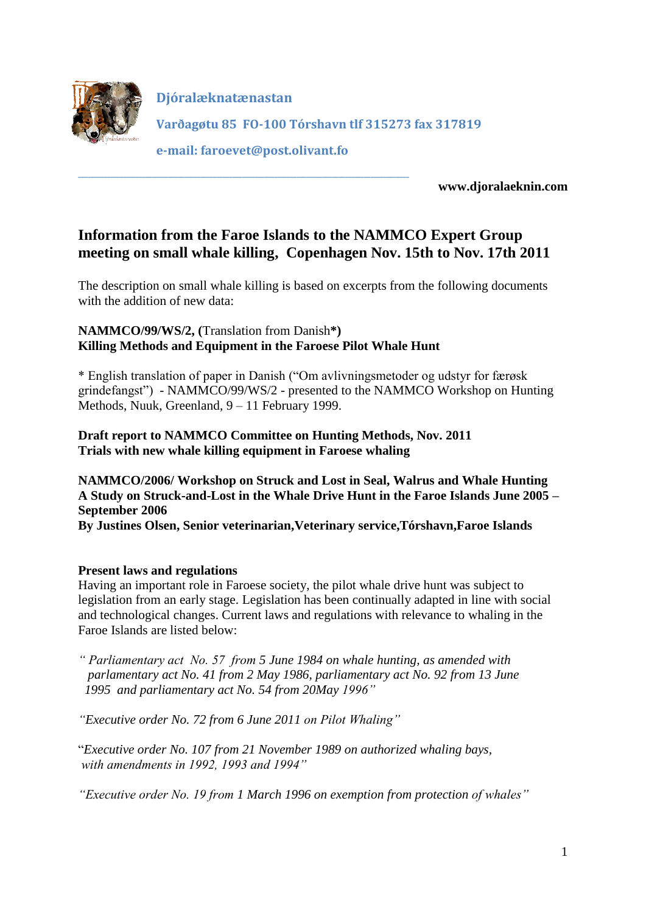**Djóralæknatænastan**

**Varðagøtu 85 FO-100 Tórshavn tlf 315273 fax 317819**

**e-mail: faroevet@post.olivant.fo**

**www.djoralaeknin.com**

## Information from the Faroe Islands to the NAMMCO Expert Group meeting on small whale killing, Copenhagen Nov. 15th to Nov. 17th 2011

The description on small whale killing is based on excerpts from the following documents with the addition of new data:

**NAMMCO/99/WS/2, (**Translation from Danish***)**
**Killing Methods and Equipment in the Faroese Pilot Whale Hunt**

* English translation of paper in Danish ("Om avlivningsmetoder og udstyr for færøsk grindefangst") - NAMMCO/99/WS/2 - presented to the NAMMCO Workshop on Hunting Methods, Nuuk, Greenland, 9 – 11 February 1999.

**Draft report to NAMMCO Committee on Hunting Methods, Nov. 2011**
**Trials with new whale killing equipment in Faroese whaling**

**NAMMCO/2006/ Workshop on Struck and Lost in Seal, Walrus and Whale Hunting**
**A Study on Struck-and-Lost in the Whale Drive Hunt in the Faroe Islands June 2005 – September 2006**
**By Justines Olsen, Senior veterinarian,Veterinary service,Tórshavn,Faroe Islands**

**Present laws and regulations**

Having an important role in Faroese society, the pilot whale drive hunt was subject to legislation from an early stage. Legislation has been continually adapted in line with social and technological changes. Current laws and regulations with relevance to whaling in the Faroe Islands are listed below:

*" Parliamentary act No. 57 from 5 June 1984 on whale hunting, as amended with parlamentary act No. 41 from 2 May 1986, parliamentary act No. 92 from 13 June 1995 and parliamentary act No. 54 from 20May 1996"*

*"Executive order No. 72 from 6 June 2011 on Pilot Whaling"*

"*Executive order No. 107 from 21 November 1989 on authorized whaling bays, with amendments in 1992, 1993 and 1994"*

*"Executive order No. 19 from 1 March 1996 on exemption from protection of whales"*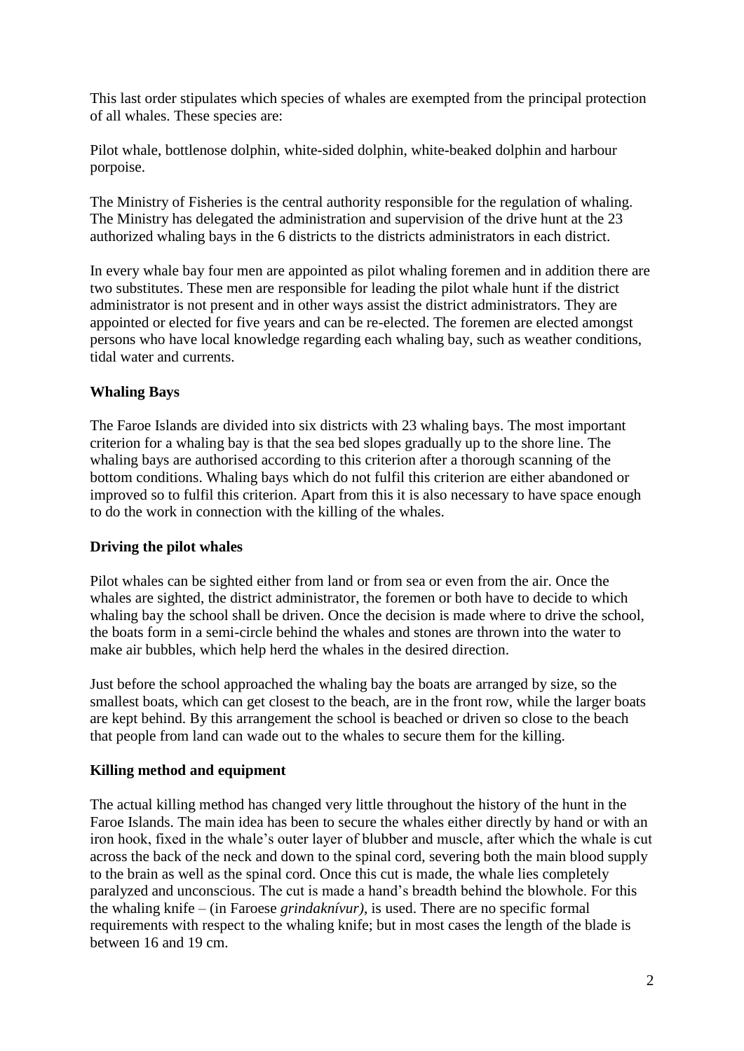This last order stipulates which species of whales are exempted from the principal protection of all whales. These species are:

Pilot whale, bottlenose dolphin, white-sided dolphin, white-beaked dolphin and harbour porpoise.

The Ministry of Fisheries is the central authority responsible for the regulation of whaling. The Ministry has delegated the administration and supervision of the drive hunt at the 23 authorized whaling bays in the 6 districts to the districts administrators in each district.

In every whale bay four men are appointed as pilot whaling foremen and in addition there are two substitutes. These men are responsible for leading the pilot whale hunt if the district administrator is not present and in other ways assist the district administrators. They are appointed or elected for five years and can be re-elected. The foremen are elected amongst persons who have local knowledge regarding each whaling bay, such as weather conditions, tidal water and currents.

**Whaling Bays**

The Faroe Islands are divided into six districts with 23 whaling bays. The most important criterion for a whaling bay is that the sea bed slopes gradually up to the shore line. The whaling bays are authorised according to this criterion after a thorough scanning of the bottom conditions. Whaling bays which do not fulfil this criterion are either abandoned or improved so to fulfil this criterion. Apart from this it is also necessary to have space enough to do the work in connection with the killing of the whales.

**Driving the pilot whales**

Pilot whales can be sighted either from land or from sea or even from the air. Once the whales are sighted, the district administrator, the foremen or both have to decide to which whaling bay the school shall be driven. Once the decision is made where to drive the school, the boats form in a semi-circle behind the whales and stones are thrown into the water to make air bubbles, which help herd the whales in the desired direction.

Just before the school approached the whaling bay the boats are arranged by size, so the smallest boats, which can get closest to the beach, are in the front row, while the larger boats are kept behind. By this arrangement the school is beached or driven so close to the beach that people from land can wade out to the whales to secure them for the killing.

**Killing method and equipment**

The actual killing method has changed very little throughout the history of the hunt in the Faroe Islands. The main idea has been to secure the whales either directly by hand or with an iron hook, fixed in the whale's outer layer of blubber and muscle, after which the whale is cut across the back of the neck and down to the spinal cord, severing both the main blood supply to the brain as well as the spinal cord. Once this cut is made, the whale lies completely paralyzed and unconscious. The cut is made a hand's breadth behind the blowhole. For this the whaling knife – (in Faroese *grindaknívur)*, is used. There are no specific formal requirements with respect to the whaling knife; but in most cases the length of the blade is between 16 and 19 cm.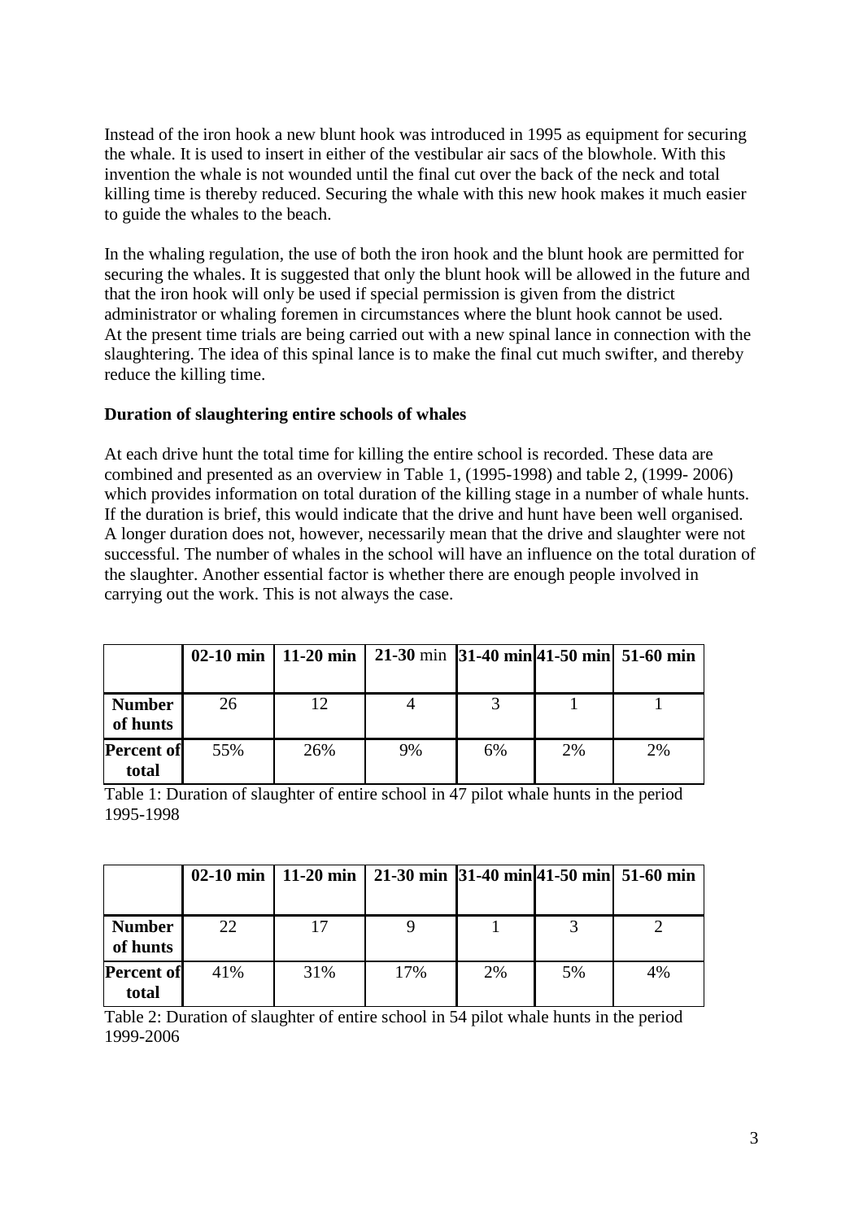Instead of the iron hook a new blunt hook was introduced in 1995 as equipment for securing the whale. It is used to insert in either of the vestibular air sacs of the blowhole. With this invention the whale is not wounded until the final cut over the back of the neck and total killing time is thereby reduced. Securing the whale with this new hook makes it much easier to guide the whales to the beach.

In the whaling regulation, the use of both the iron hook and the blunt hook are permitted for securing the whales. It is suggested that only the blunt hook will be allowed in the future and that the iron hook will only be used if special permission is given from the district administrator or whaling foremen in circumstances where the blunt hook cannot be used. At the present time trials are being carried out with a new spinal lance in connection with the slaughtering. The idea of this spinal lance is to make the final cut much swifter, and thereby reduce the killing time.

**Duration of slaughtering entire schools of whales**

At each drive hunt the total time for killing the entire school is recorded. These data are combined and presented as an overview in Table 1, (1995-1998) and table 2, (1999- 2006) which provides information on total duration of the killing stage in a number of whale hunts. If the duration is brief, this would indicate that the drive and hunt have been well organised. A longer duration does not, however, necessarily mean that the drive and slaughter were not successful. The number of whales in the school will have an influence on the total duration of the slaughter. Another essential factor is whether there are enough people involved in carrying out the work. This is not always the case.

| | **02-10 min** | **11-20 min** | **21-30** min | **31-40 min** | **41-50 min** | **51-60 min** |
|---|---|---|---|---|---|---|
| **Number of hunts** | 26 | 12 | 4 | 3 | 1 | 1 |
| **Percent of total** | 55% | 26% | 9% | 6% | 2% | 2% |

Table 1: Duration of slaughter of entire school in 47 pilot whale hunts in the period 1995-1998

| | **02-10 min** | **11-20 min** | **21-30 min** | **31-40 min** | **41-50 min** | **51-60 min** |
|---|---|---|---|---|---|---|
| **Number of hunts** | 22 | 17 | 9 | 1 | 3 | 2 |
| **Percent of total** | 41% | 31% | 17% | 2% | 5% | 4% |

Table 2: Duration of slaughter of entire school in 54 pilot whale hunts in the period 1999-2006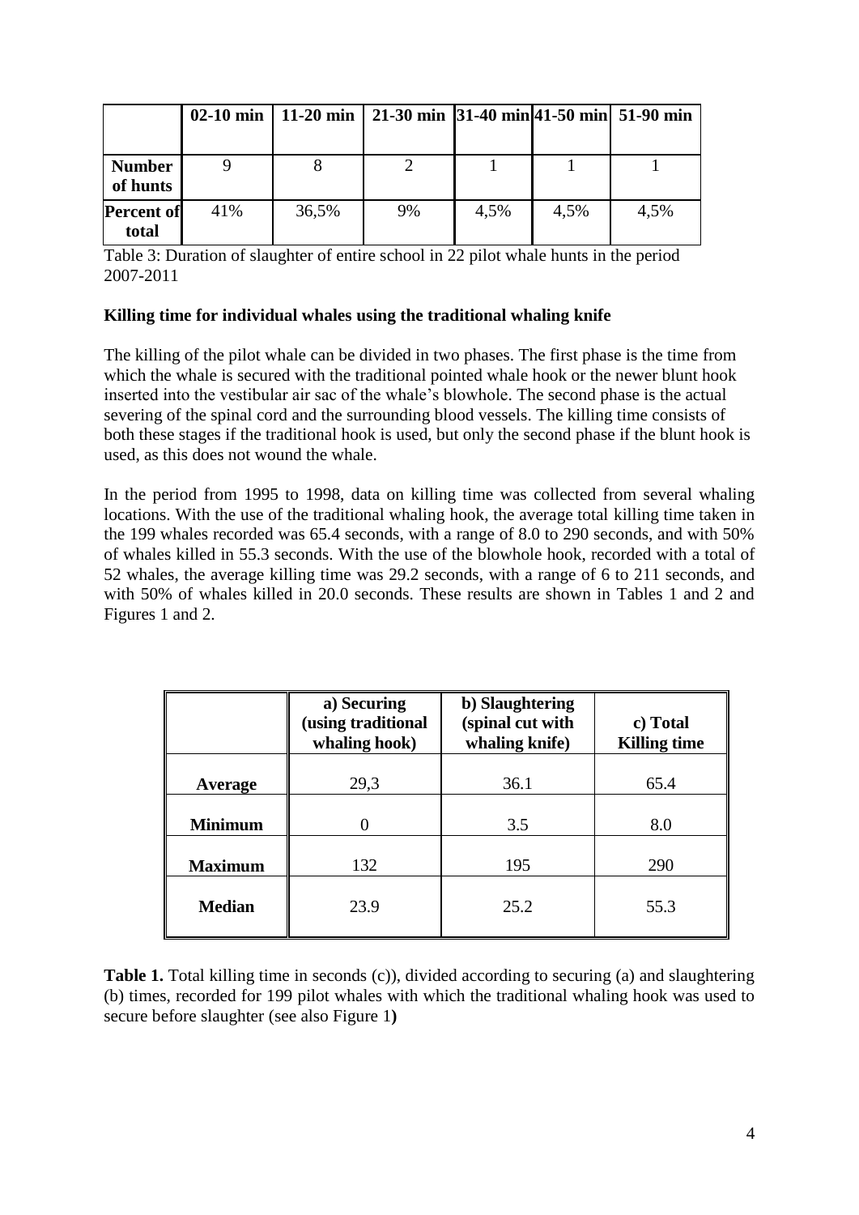| | 02-10 min | 11-20 min | 21-30 min | 31-40 min | 41-50 min | 51-90 min |
|---|---|---|---|---|---|---|
| **Number of hunts** | 9 | 8 | 2 | 1 | 1 | 1 |
| **Percent of total** | 41% | 36,5% | 9% | 4,5% | 4,5% | 4,5% |

Table 3: Duration of slaughter of entire school in 22 pilot whale hunts in the period 2007-2011

**Killing time for individual whales using the traditional whaling knife**

The killing of the pilot whale can be divided in two phases. The first phase is the time from which the whale is secured with the traditional pointed whale hook or the newer blunt hook inserted into the vestibular air sac of the whale's blowhole. The second phase is the actual severing of the spinal cord and the surrounding blood vessels. The killing time consists of both these stages if the traditional hook is used, but only the second phase if the blunt hook is used, as this does not wound the whale.

In the period from 1995 to 1998, data on killing time was collected from several whaling locations. With the use of the traditional whaling hook, the average total killing time taken in the 199 whales recorded was 65.4 seconds, with a range of 8.0 to 290 seconds, and with 50% of whales killed in 55.3 seconds. With the use of the blowhole hook, recorded with a total of 52 whales, the average killing time was 29.2 seconds, with a range of 6 to 211 seconds, and with 50% of whales killed in 20.0 seconds. These results are shown in Tables 1 and 2 and Figures 1 and 2.

| | a) Securing (using traditional whaling hook) | b) Slaughtering (spinal cut with whaling knife) | c) Total Killing time |
|---|---|---|---|
| **Average** | 29,3 | 36.1 | 65.4 |
| **Minimum** | 0 | 3.5 | 8.0 |
| **Maximum** | 132 | 195 | 290 |
| **Median** | 23.9 | 25.2 | 55.3 |

**Table 1.** Total killing time in seconds (c)), divided according to securing (a) and slaughtering (b) times, recorded for 199 pilot whales with which the traditional whaling hook was used to secure before slaughter (see also Figure 1**)**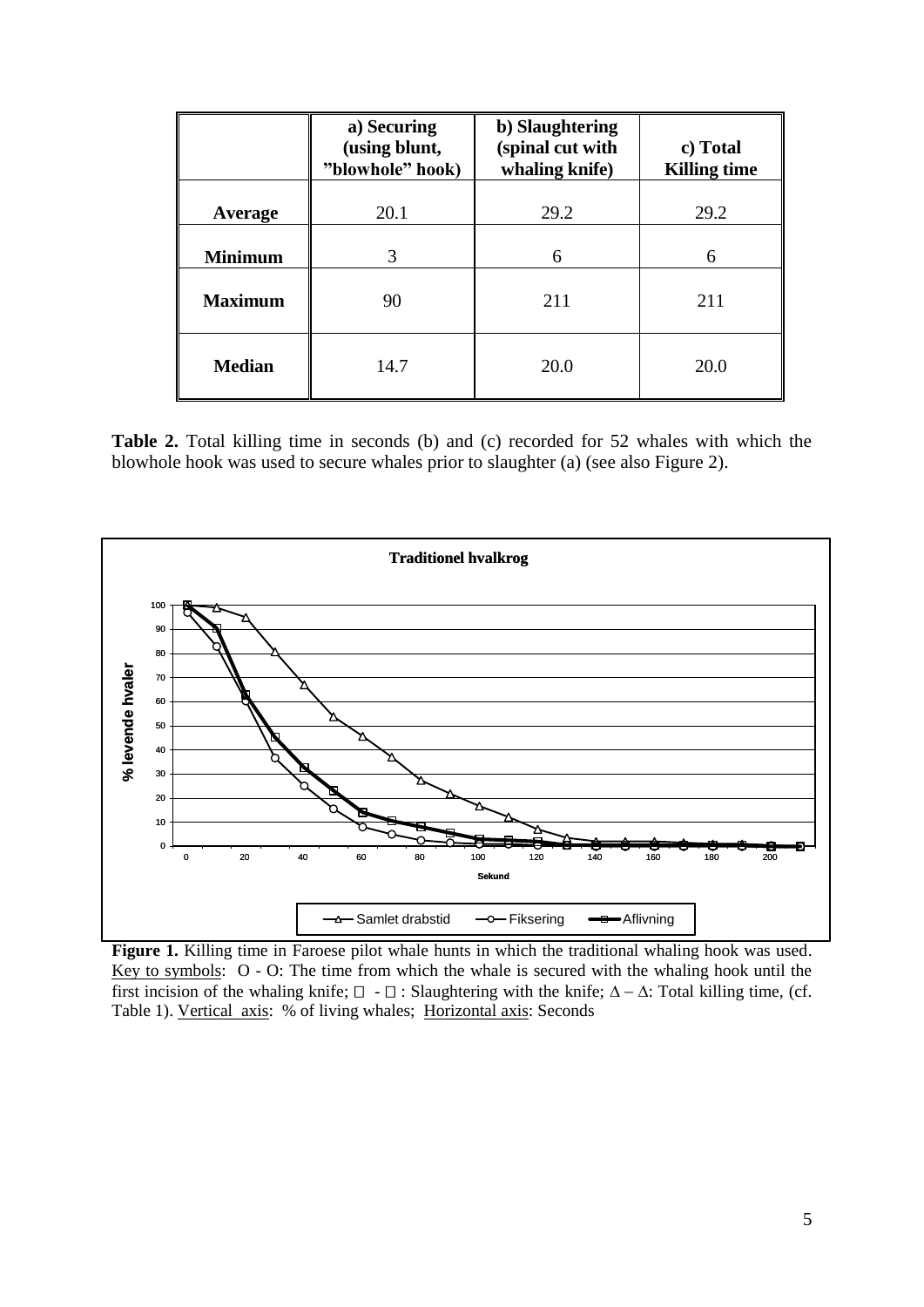|  | a) Securing (using blunt, ”blowhole” hook) | b) Slaughtering (spinal cut with whaling knife) | c) Total Killing time |
|---|---|---|---|
| **Average** | 20.1 | 29.2 | 29.2 |
| **Minimum** | 3 | 6 | 6 |
| **Maximum** | 90 | 211 | 211 |
| **Median** | 14.7 | 20.0 | 20.0 |

**Table 2.** Total killing time in seconds (b) and (c) recorded for 52 whales with which the blowhole hook was used to secure whales prior to slaughter (a) (see also Figure 2).

**Figure 1.** Killing time in Faroese pilot whale hunts in which the traditional whaling hook was used. Key to symbols: O - O: The time from which the whale is secured with the whaling hook until the first incision of the whaling knife; □ - □ : Slaughtering with the knife; Δ – Δ: Total killing time, (cf. Table 1). Vertical axis: % of living whales; Horizontal axis: Seconds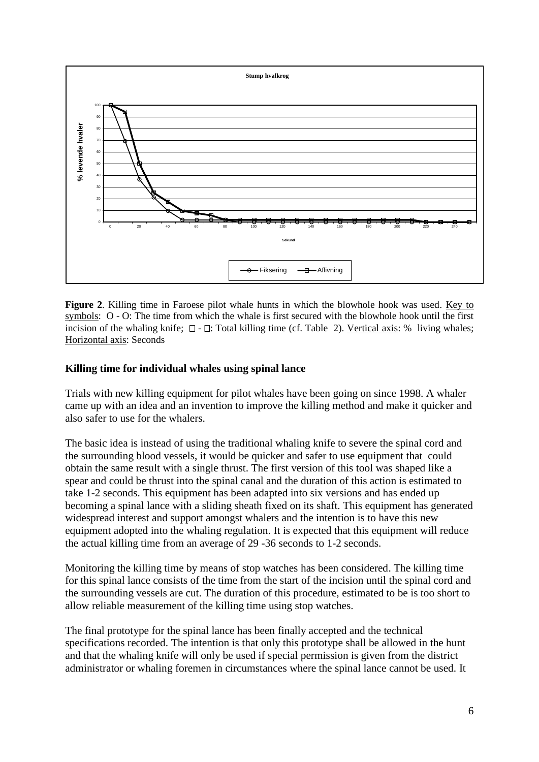**Figure 2**. Killing time in Faroese pilot whale hunts in which the blowhole hook was used. Key to symbols: O - O: The time from which the whale is first secured with the blowhole hook until the first incision of the whaling knife; □ - □: Total killing time (cf. Table 2). Vertical axis: % living whales; Horizontal axis: Seconds

### Killing time for individual whales using spinal lance

Trials with new killing equipment for pilot whales have been going on since 1998. A whaler came up with an idea and an invention to improve the killing method and make it quicker and also safer to use for the whalers.

The basic idea is instead of using the traditional whaling knife to severe the spinal cord and the surrounding blood vessels, it would be quicker and safer to use equipment that could obtain the same result with a single thrust. The first version of this tool was shaped like a spear and could be thrust into the spinal canal and the duration of this action is estimated to take 1-2 seconds. This equipment has been adapted into six versions and has ended up becoming a spinal lance with a sliding sheath fixed on its shaft. This equipment has generated widespread interest and support amongst whalers and the intention is to have this new equipment adopted into the whaling regulation. It is expected that this equipment will reduce the actual killing time from an average of 29 -36 seconds to 1-2 seconds.

Monitoring the killing time by means of stop watches has been considered. The killing time for this spinal lance consists of the time from the start of the incision until the spinal cord and the surrounding vessels are cut. The duration of this procedure, estimated to be is too short to allow reliable measurement of the killing time using stop watches.

The final prototype for the spinal lance has been finally accepted and the technical specifications recorded. The intention is that only this prototype shall be allowed in the hunt and that the whaling knife will only be used if special permission is given from the district administrator or whaling foremen in circumstances where the spinal lance cannot be used. It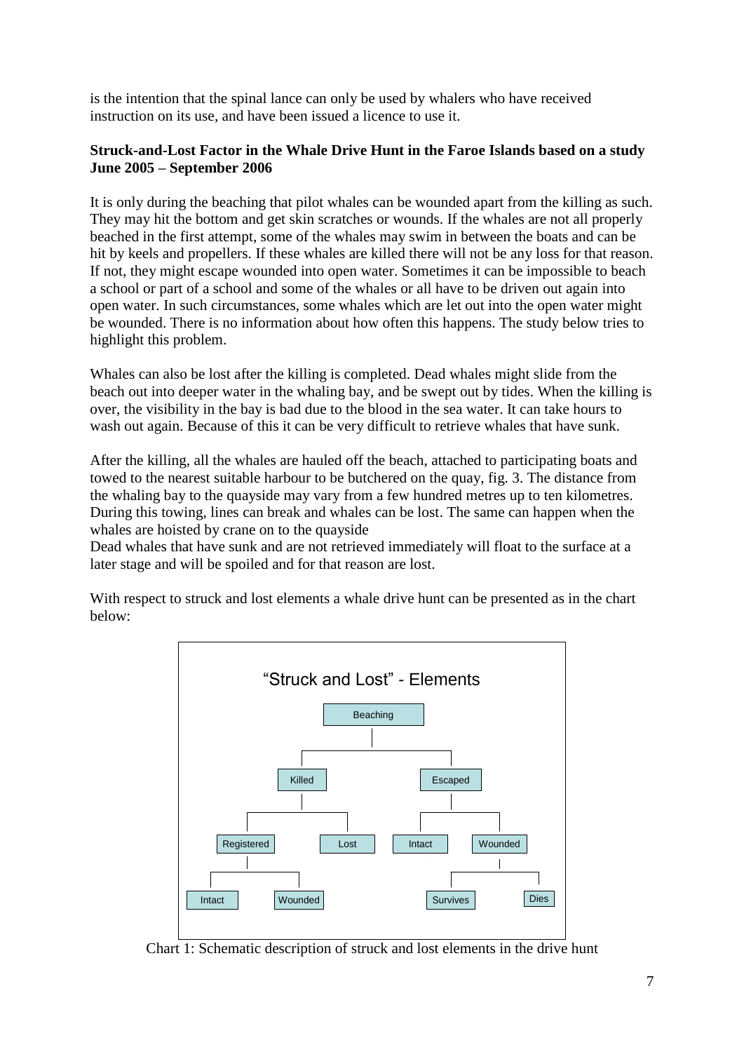is the intention that the spinal lance can only be used by whalers who have received instruction on its use, and have been issued a licence to use it.

**Struck-and-Lost Factor in the Whale Drive Hunt in the Faroe Islands based on a study June 2005 – September 2006**

It is only during the beaching that pilot whales can be wounded apart from the killing as such. They may hit the bottom and get skin scratches or wounds. If the whales are not all properly beached in the first attempt, some of the whales may swim in between the boats and can be hit by keels and propellers. If these whales are killed there will not be any loss for that reason. If not, they might escape wounded into open water. Sometimes it can be impossible to beach a school or part of a school and some of the whales or all have to be driven out again into open water. In such circumstances, some whales which are let out into the open water might be wounded. There is no information about how often this happens. The study below tries to highlight this problem.

Whales can also be lost after the killing is completed. Dead whales might slide from the beach out into deeper water in the whaling bay, and be swept out by tides. When the killing is over, the visibility in the bay is bad due to the blood in the sea water. It can take hours to wash out again. Because of this it can be very difficult to retrieve whales that have sunk.

After the killing, all the whales are hauled off the beach, attached to participating boats and towed to the nearest suitable harbour to be butchered on the quay, fig. 3. The distance from the whaling bay to the quayside may vary from a few hundred metres up to ten kilometres. During this towing, lines can break and whales can be lost. The same can happen when the whales are hoisted by crane on to the quayside

Dead whales that have sunk and are not retrieved immediately will float to the surface at a later stage and will be spoiled and for that reason are lost.

With respect to struck and lost elements a whale drive hunt can be presented as in the chart below:

Chart 1: Schematic description of struck and lost elements in the drive hunt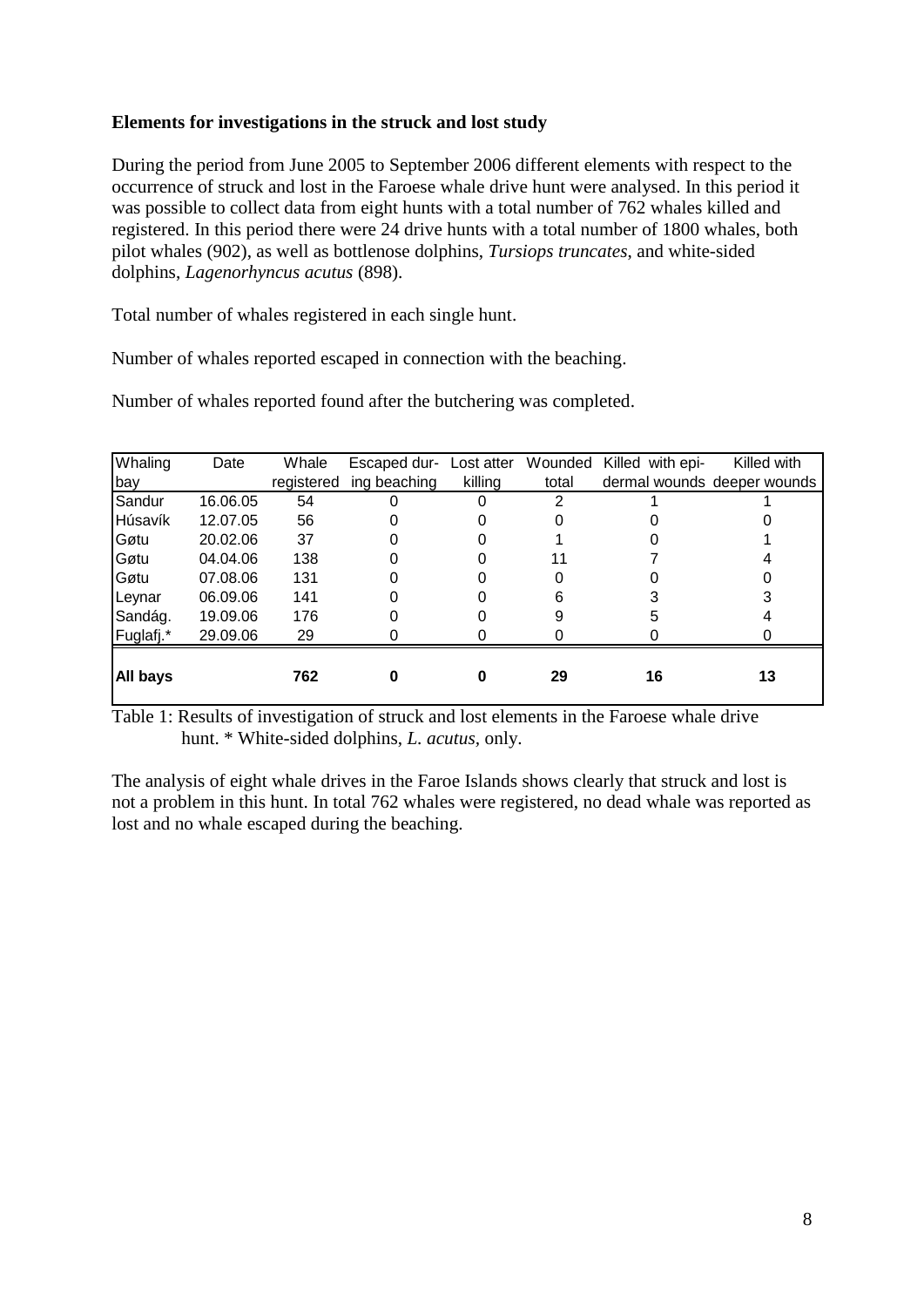**Elements for investigations in the struck and lost study**

During the period from June 2005 to September 2006 different elements with respect to the occurrence of struck and lost in the Faroese whale drive hunt were analysed. In this period it was possible to collect data from eight hunts with a total number of 762 whales killed and registered. In this period there were 24 drive hunts with a total number of 1800 whales, both pilot whales (902), as well as bottlenose dolphins, *Tursiops truncates*, and white-sided dolphins, *Lagenorhyncus acutus* (898).

Total number of whales registered in each single hunt.

Number of whales reported escaped in connection with the beaching.

Number of whales reported found after the butchering was completed.

| Whaling bay | Date | Whale registered | Escaped during beaching | Lost atter killing | Wounded total | Killed with epidermal wounds | Killed with deeper wounds |
|---|---|---|---|---|---|---|---|
| Sandur | 16.06.05 | 54 | 0 | 0 | 2 | 1 | 1 |
| Húsavík | 12.07.05 | 56 | 0 | 0 | 0 | 0 | 0 |
| Gøtu | 20.02.06 | 37 | 0 | 0 | 1 | 0 | 1 |
| Gøtu | 04.04.06 | 138 | 0 | 0 | 11 | 7 | 4 |
| Gøtu | 07.08.06 | 131 | 0 | 0 | 0 | 0 | 0 |
| Leynar | 06.09.06 | 141 | 0 | 0 | 6 | 3 | 3 |
| Sandág. | 19.09.06 | 176 | 0 | 0 | 9 | 5 | 4 |
| Fuglafj.* | 29.09.06 | 29 | 0 | 0 | 0 | 0 | 0 |
| **All bays** | | **762** | **0** | **0** | **29** | **16** | **13** |

Table 1: Results of investigation of struck and lost elements in the Faroese whale drive hunt. * White-sided dolphins, *L. acutus*, only.

The analysis of eight whale drives in the Faroe Islands shows clearly that struck and lost is not a problem in this hunt. In total 762 whales were registered, no dead whale was reported as lost and no whale escaped during the beaching.